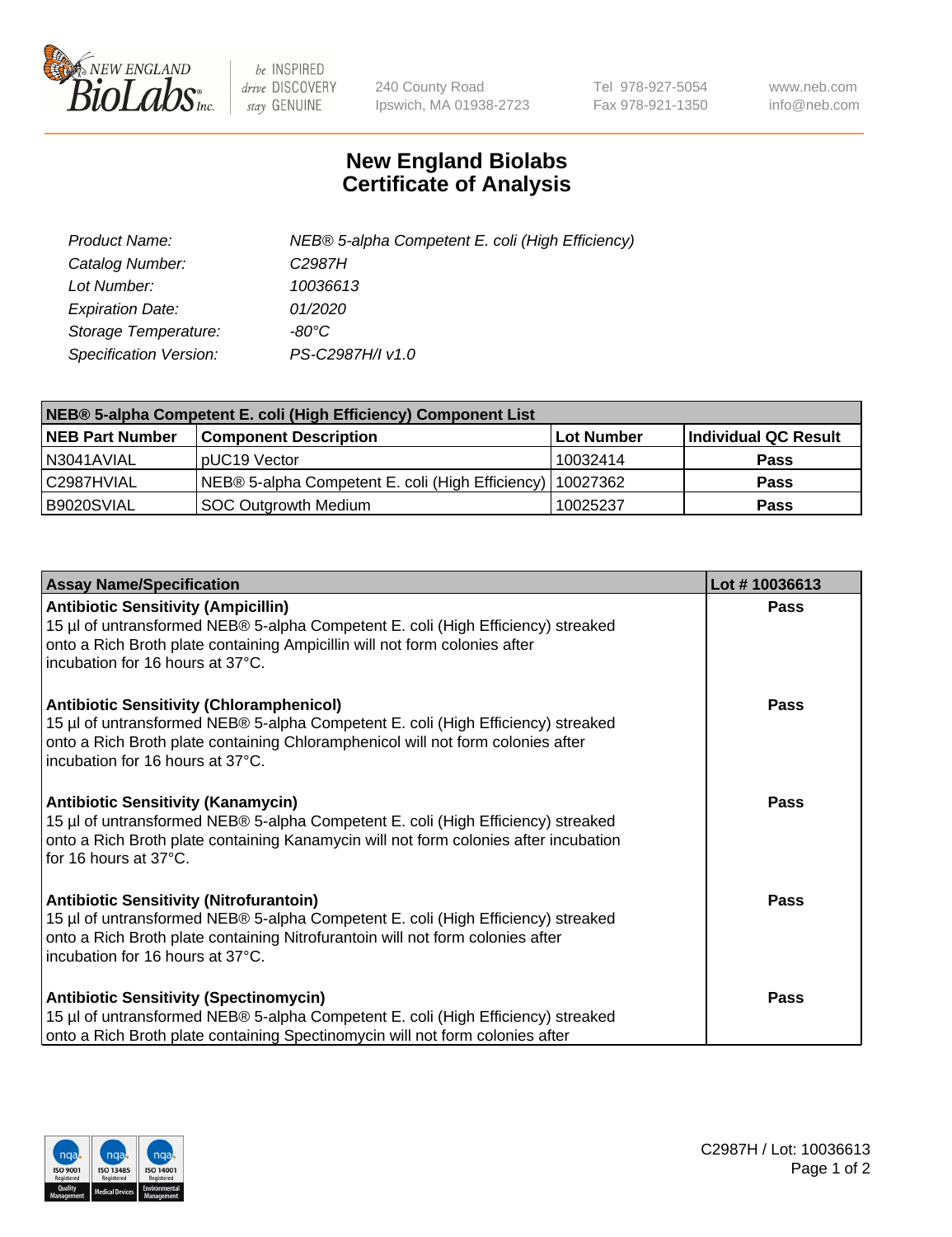# New England Biolabs Certificate of Analysis

| | |
|---|---|
| *Product Name:* | *NEB® 5-alpha Competent E. coli (High Efficiency)* |
| *Catalog Number:* | *C2987H* |
| *Lot Number:* | *10036613* |
| *Expiration Date:* | *01/2020* |
| *Storage Temperature:* | *-80°C* |
| *Specification Version:* | *PS-C2987H/I v1.0* |

| NEB® 5-alpha Competent E. coli (High Efficiency) Component List | | | |
|---|---|---|---|
| **NEB Part Number** | **Component Description** | **Lot Number** | **Individual QC Result** |
| N3041AVIAL | pUC19 Vector | 10032414 | **Pass** |
| C2987HVIAL | NEB® 5-alpha Competent E. coli (High Efficiency) | 10027362 | **Pass** |
| B9020SVIAL | SOC Outgrowth Medium | 10025237 | **Pass** |

| Assay Name/Specification | Lot # 10036613 |
|---|---|
| **Antibiotic Sensitivity (Ampicillin)**<br>15 µl of untransformed NEB® 5-alpha Competent E. coli (High Efficiency) streaked onto a Rich Broth plate containing Ampicillin will not form colonies after incubation for 16 hours at 37°C. | **Pass** |
| **Antibiotic Sensitivity (Chloramphenicol)**<br>15 µl of untransformed NEB® 5-alpha Competent E. coli (High Efficiency) streaked onto a Rich Broth plate containing Chloramphenicol will not form colonies after incubation for 16 hours at 37°C. | **Pass** |
| **Antibiotic Sensitivity (Kanamycin)**<br>15 µl of untransformed NEB® 5-alpha Competent E. coli (High Efficiency) streaked onto a Rich Broth plate containing Kanamycin will not form colonies after incubation for 16 hours at 37°C. | **Pass** |
| **Antibiotic Sensitivity (Nitrofurantoin)**<br>15 µl of untransformed NEB® 5-alpha Competent E. coli (High Efficiency) streaked onto a Rich Broth plate containing Nitrofurantoin will not form colonies after incubation for 16 hours at 37°C. | **Pass** |
| **Antibiotic Sensitivity (Spectinomycin)**<br>15 µl of untransformed NEB® 5-alpha Competent E. coli (High Efficiency) streaked onto a Rich Broth plate containing Spectinomycin will not form colonies after | **Pass** |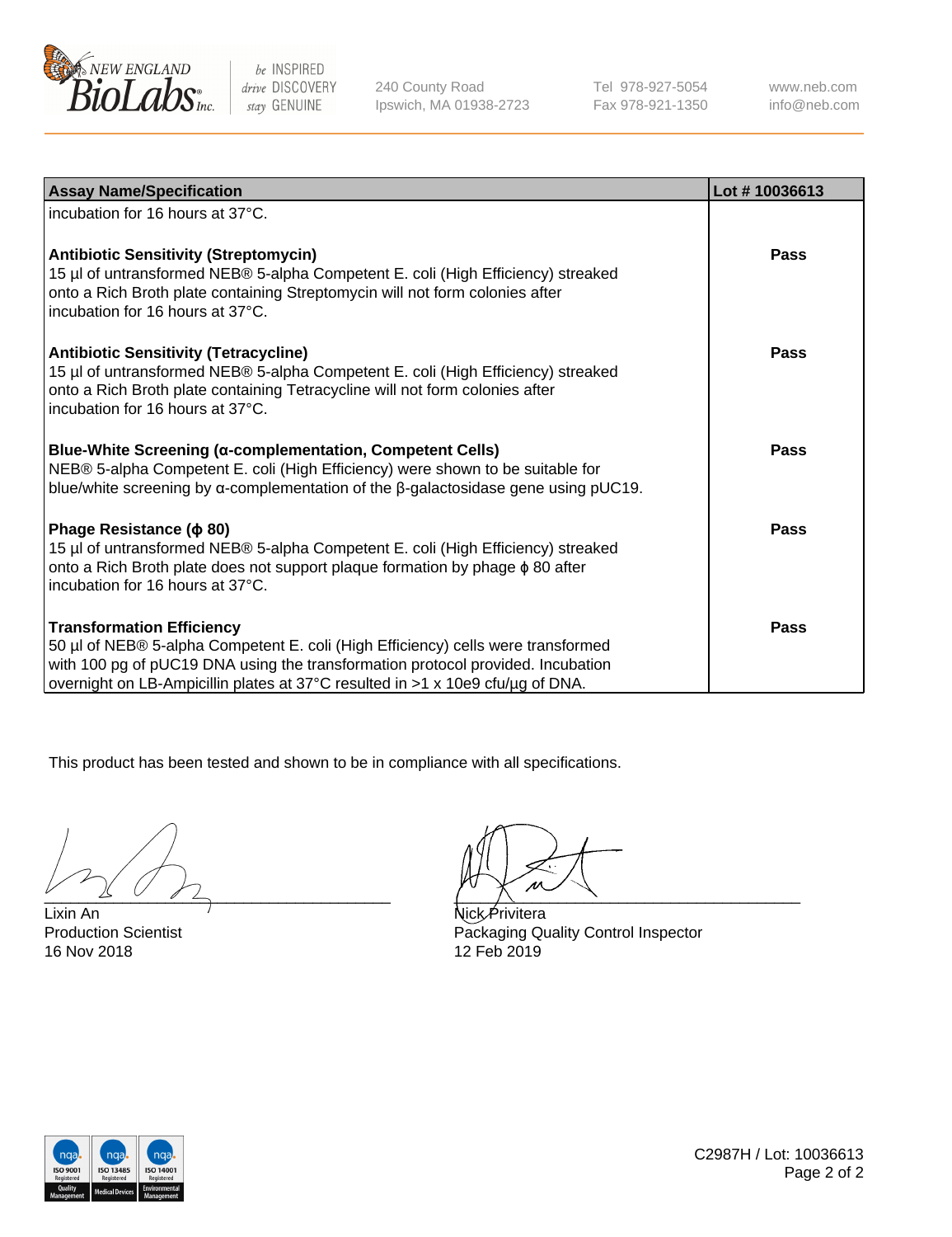| Assay Name/Specification | Lot # 10036613 |
|---|---|
| incubation for 16 hours at 37°C. | |
| **Antibiotic Sensitivity (Streptomycin)**<br>15 µl of untransformed NEB® 5-alpha Competent E. coli (High Efficiency) streaked onto a Rich Broth plate containing Streptomycin will not form colonies after incubation for 16 hours at 37°C. | **Pass** |
| **Antibiotic Sensitivity (Tetracycline)**<br>15 µl of untransformed NEB® 5-alpha Competent E. coli (High Efficiency) streaked onto a Rich Broth plate containing Tetracycline will not form colonies after incubation for 16 hours at 37°C. | **Pass** |
| **Blue-White Screening (α-complementation, Competent Cells)**<br>NEB® 5-alpha Competent E. coli (High Efficiency) were shown to be suitable for blue/white screening by α-complementation of the β-galactosidase gene using pUC19. | **Pass** |
| **Phage Resistance (ϕ 80)**<br>15 µl of untransformed NEB® 5-alpha Competent E. coli (High Efficiency) streaked onto a Rich Broth plate does not support plaque formation by phage ϕ 80 after incubation for 16 hours at 37°C. | **Pass** |
| **Transformation Efficiency**<br>50 µl of NEB® 5-alpha Competent E. coli (High Efficiency) cells were transformed with 100 pg of pUC19 DNA using the transformation protocol provided. Incubation overnight on LB-Ampicillin plates at 37°C resulted in >1 x 10e9 cfu/µg of DNA. | **Pass** |

This product has been tested and shown to be in compliance with all specifications.

Lixin An
Production Scientist
16 Nov 2018

Nick Privitera
Packaging Quality Control Inspector
12 Feb 2019

C2987H / Lot: 10036613